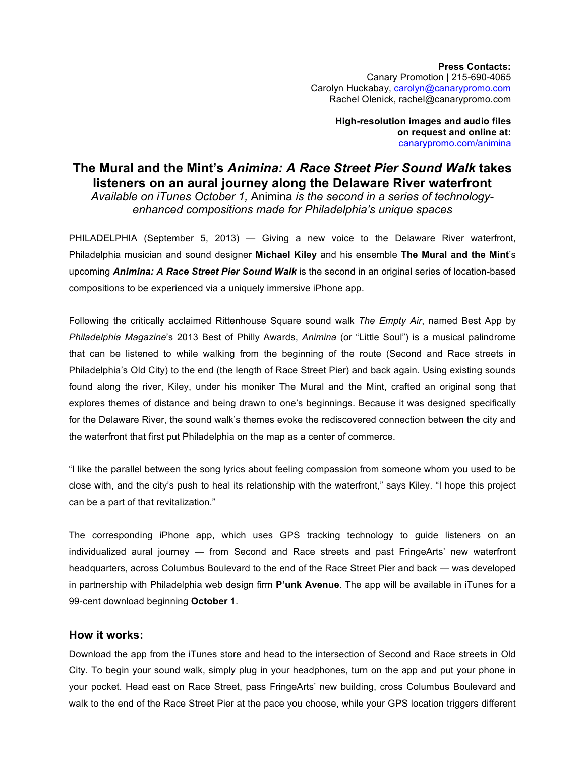**Press Contacts:**
Canary Promotion | 215-690-4065
Carolyn Huckabay, carolyn@canarypromo.com
Rachel Olenick, rachel@canarypromo.com

**High-resolution images and audio files on request and online at:**
canarypromo.com/animina

# The Mural and the Mint's *Animina: A Race Street Pier Sound Walk* takes listeners on an aural journey along the Delaware River waterfront

*Available on iTunes October 1,* Animina *is the second in a series of technology-enhanced compositions made for Philadelphia's unique spaces*

PHILADELPHIA (September 5, 2013) — Giving a new voice to the Delaware River waterfront, Philadelphia musician and sound designer **Michael Kiley** and his ensemble **The Mural and the Mint**'s upcoming ***Animina: A Race Street Pier Sound Walk*** is the second in an original series of location-based compositions to be experienced via a uniquely immersive iPhone app.

Following the critically acclaimed Rittenhouse Square sound walk *The Empty Air*, named Best App by *Philadelphia Magazine*'s 2013 Best of Philly Awards, *Animina* (or "Little Soul") is a musical palindrome that can be listened to while walking from the beginning of the route (Second and Race streets in Philadelphia's Old City) to the end (the length of Race Street Pier) and back again. Using existing sounds found along the river, Kiley, under his moniker The Mural and the Mint, crafted an original song that explores themes of distance and being drawn to one's beginnings. Because it was designed specifically for the Delaware River, the sound walk's themes evoke the rediscovered connection between the city and the waterfront that first put Philadelphia on the map as a center of commerce.

"I like the parallel between the song lyrics about feeling compassion from someone whom you used to be close with, and the city's push to heal its relationship with the waterfront," says Kiley. "I hope this project can be a part of that revitalization."

The corresponding iPhone app, which uses GPS tracking technology to guide listeners on an individualized aural journey — from Second and Race streets and past FringeArts' new waterfront headquarters, across Columbus Boulevard to the end of the Race Street Pier and back — was developed in partnership with Philadelphia web design firm **P'unk Avenue**. The app will be available in iTunes for a 99-cent download beginning **October 1**.

## How it works:

Download the app from the iTunes store and head to the intersection of Second and Race streets in Old City. To begin your sound walk, simply plug in your headphones, turn on the app and put your phone in your pocket. Head east on Race Street, pass FringeArts' new building, cross Columbus Boulevard and walk to the end of the Race Street Pier at the pace you choose, while your GPS location triggers different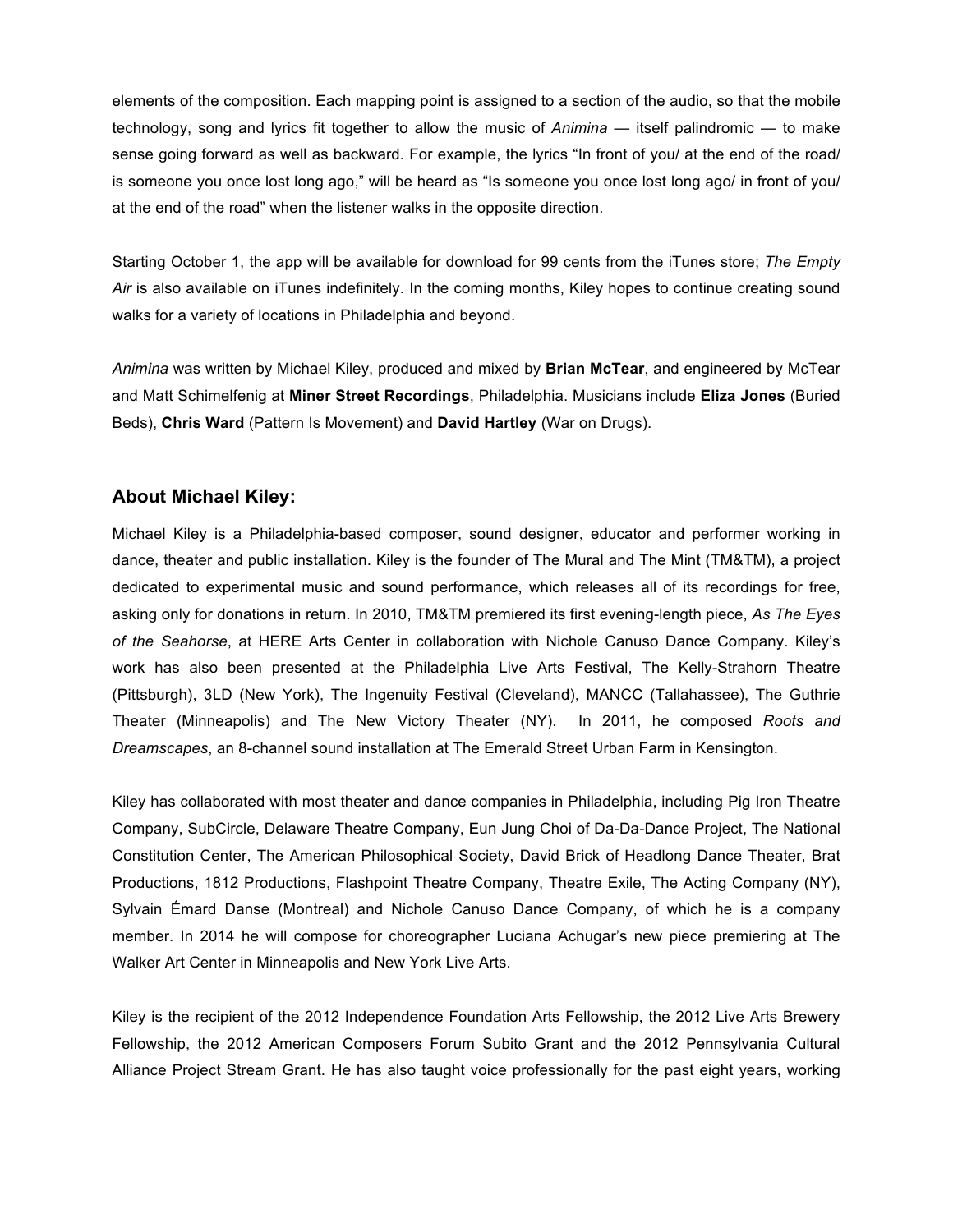elements of the composition. Each mapping point is assigned to a section of the audio, so that the mobile technology, song and lyrics fit together to allow the music of *Animina* — itself palindromic — to make sense going forward as well as backward. For example, the lyrics "In front of you/ at the end of the road/ is someone you once lost long ago," will be heard as "Is someone you once lost long ago/ in front of you/ at the end of the road" when the listener walks in the opposite direction.

Starting October 1, the app will be available for download for 99 cents from the iTunes store; *The Empty Air* is also available on iTunes indefinitely. In the coming months, Kiley hopes to continue creating sound walks for a variety of locations in Philadelphia and beyond.

*Animina* was written by Michael Kiley, produced and mixed by **Brian McTear**, and engineered by McTear and Matt Schimelfenig at **Miner Street Recordings**, Philadelphia. Musicians include **Eliza Jones** (Buried Beds), **Chris Ward** (Pattern Is Movement) and **David Hartley** (War on Drugs).

## About Michael Kiley:

Michael Kiley is a Philadelphia-based composer, sound designer, educator and performer working in dance, theater and public installation. Kiley is the founder of The Mural and The Mint (TM&TM), a project dedicated to experimental music and sound performance, which releases all of its recordings for free, asking only for donations in return. In 2010, TM&TM premiered its first evening-length piece, *As The Eyes of the Seahorse*, at HERE Arts Center in collaboration with Nichole Canuso Dance Company. Kiley's work has also been presented at the Philadelphia Live Arts Festival, The Kelly-Strahorn Theatre (Pittsburgh), 3LD (New York), The Ingenuity Festival (Cleveland), MANCC (Tallahassee), The Guthrie Theater (Minneapolis) and The New Victory Theater (NY). In 2011, he composed *Roots and Dreamscapes*, an 8-channel sound installation at The Emerald Street Urban Farm in Kensington.

Kiley has collaborated with most theater and dance companies in Philadelphia, including Pig Iron Theatre Company, SubCircle, Delaware Theatre Company, Eun Jung Choi of Da-Da-Dance Project, The National Constitution Center, The American Philosophical Society, David Brick of Headlong Dance Theater, Brat Productions, 1812 Productions, Flashpoint Theatre Company, Theatre Exile, The Acting Company (NY), Sylvain Émard Danse (Montreal) and Nichole Canuso Dance Company, of which he is a company member. In 2014 he will compose for choreographer Luciana Achugar's new piece premiering at The Walker Art Center in Minneapolis and New York Live Arts.

Kiley is the recipient of the 2012 Independence Foundation Arts Fellowship, the 2012 Live Arts Brewery Fellowship, the 2012 American Composers Forum Subito Grant and the 2012 Pennsylvania Cultural Alliance Project Stream Grant. He has also taught voice professionally for the past eight years, working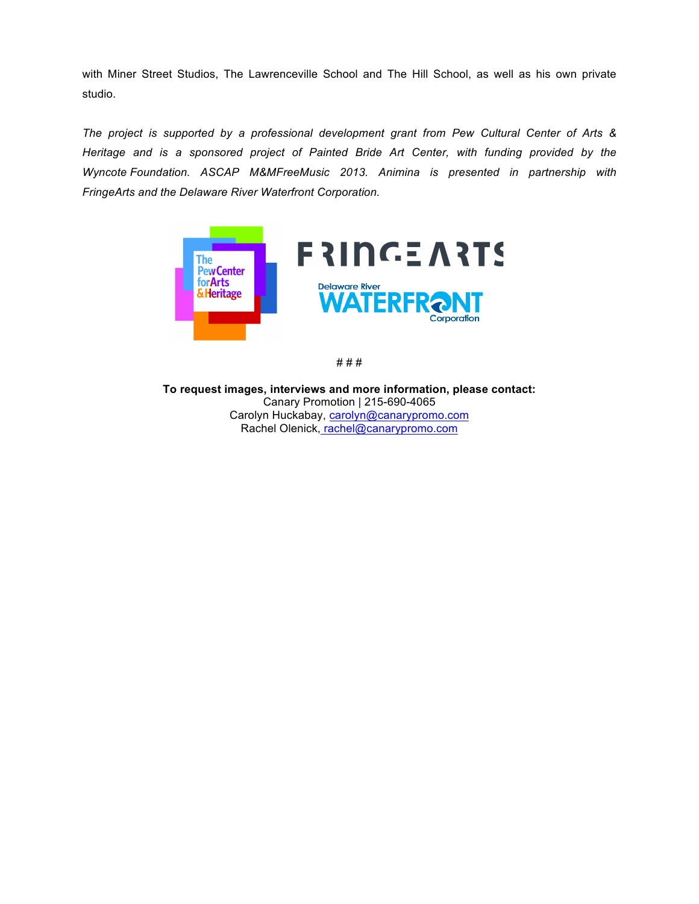with Miner Street Studios, The Lawrenceville School and The Hill School, as well as his own private studio.

*The project is supported by a professional development grant from Pew Cultural Center of Arts & Heritage and is a sponsored project of Painted Bride Art Center, with funding provided by the Wyncote Foundation. ASCAP M&MFreeMusic 2013. Animina is presented in partnership with FringeArts and the Delaware River Waterfront Corporation.*

# # #

**To request images, interviews and more information, please contact:**
Canary Promotion | 215-690-4065
Carolyn Huckabay, carolyn@canarypromo.com
Rachel Olenick, rachel@canarypromo.com